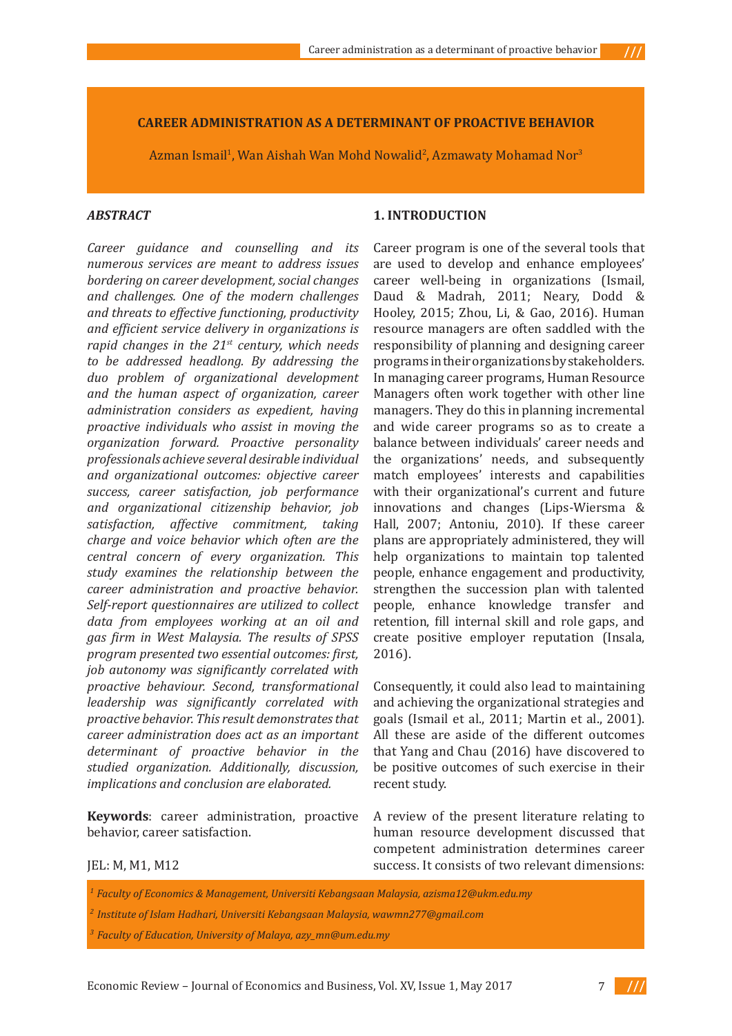# CAREER ADMINISTRATION AS A DETERMINANT OF PROACTIVE BEHAVIOR

Azman Ismail[1], Wan Aishah Wan Mohd Nowalid[2], Azmawaty Mohamad Nor[3]

### *ABSTRACT*

*Career guidance and counselling and its numerous services are meant to address issues bordering on career development, social changes and challenges. One of the modern challenges and threats to effective functioning, productivity and efficient service delivery in organizations is rapid changes in the 21st century, which needs to be addressed headlong. By addressing the duo problem of organizational development and the human aspect of organization, career administration considers as expedient, having proactive individuals who assist in moving the organization forward. Proactive personality professionals achieve several desirable individual and organizational outcomes: objective career success, career satisfaction, job performance and organizational citizenship behavior, job satisfaction, affective commitment, taking charge and voice behavior which often are the central concern of every organization. This study examines the relationship between the career administration and proactive behavior. Self-report questionnaires are utilized to collect data from employees working at an oil and gas firm in West Malaysia. The results of SPSS program presented two essential outcomes: first, job autonomy was significantly correlated with proactive behaviour. Second, transformational leadership was significantly correlated with proactive behavior. This result demonstrates that career administration does act as an important determinant of proactive behavior in the studied organization. Additionally, discussion, implications and conclusion are elaborated.*

**Keywords**: career administration, proactive behavior, career satisfaction.

JEL: M, M1, M12

## 1. INTRODUCTION

Career program is one of the several tools that are used to develop and enhance employees' career well-being in organizations (Ismail, Daud & Madrah, 2011; Neary, Dodd & Hooley, 2015; Zhou, Li, & Gao, 2016). Human resource managers are often saddled with the responsibility of planning and designing career programs in their organizations by stakeholders. In managing career programs, Human Resource Managers often work together with other line managers. They do this in planning incremental and wide career programs so as to create a balance between individuals' career needs and the organizations' needs, and subsequently match employees' interests and capabilities with their organizational's current and future innovations and changes (Lips-Wiersma & Hall, 2007; Antoniu, 2010). If these career plans are appropriately administered, they will help organizations to maintain top talented people, enhance engagement and productivity, strengthen the succession plan with talented people, enhance knowledge transfer and retention, fill internal skill and role gaps, and create positive employer reputation (Insala, 2016).

Consequently, it could also lead to maintaining and achieving the organizational strategies and goals (Ismail et al., 2011; Martin et al., 2001). All these are aside of the different outcomes that Yang and Chau (2016) have discovered to be positive outcomes of such exercise in their recent study.

A review of the present literature relating to human resource development discussed that competent administration determines career success. It consists of two relevant dimensions:

*[1] Faculty of Economics & Management, Universiti Kebangsaan Malaysia, azisma12@ukm.edu.my*

*[2] Institute of Islam Hadhari, Universiti Kebangsaan Malaysia, wawmn277@gmail.com*

*[3] Faculty of Education, University of Malaya, azy_mn@um.edu.my*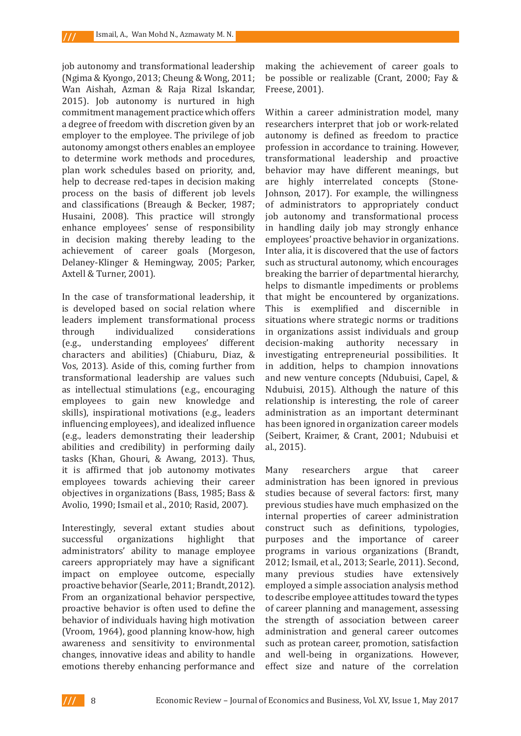job autonomy and transformational leadership (Ngima & Kyongo, 2013; Cheung & Wong, 2011; Wan Aishah, Azman & Raja Rizal Iskandar, 2015). Job autonomy is nurtured in high commitment management practice which offers a degree of freedom with discretion given by an employer to the employee. The privilege of job autonomy amongst others enables an employee to determine work methods and procedures, plan work schedules based on priority, and, help to decrease red-tapes in decision making process on the basis of different job levels and classifications (Breaugh & Becker, 1987; Husaini, 2008). This practice will strongly enhance employees' sense of responsibility in decision making thereby leading to the achievement of career goals (Morgeson, Delaney-Klinger & Hemingway, 2005; Parker, Axtell & Turner, 2001).

In the case of transformational leadership, it is developed based on social relation where leaders implement transformational process through individualized considerations (e.g., understanding employees' different characters and abilities) (Chiaburu, Diaz, & Vos, 2013). Aside of this, coming further from transformational leadership are values such as intellectual stimulations (e.g., encouraging employees to gain new knowledge and skills), inspirational motivations (e.g., leaders influencing employees), and idealized influence (e.g., leaders demonstrating their leadership abilities and credibility) in performing daily tasks (Khan, Ghouri, & Awang, 2013). Thus, it is affirmed that job autonomy motivates employees towards achieving their career objectives in organizations (Bass, 1985; Bass & Avolio, 1990; Ismail et al., 2010; Rasid, 2007).

Interestingly, several extant studies about successful organizations highlight that administrators' ability to manage employee careers appropriately may have a significant impact on employee outcome, especially proactive behavior (Searle, 2011; Brandt, 2012). From an organizational behavior perspective, proactive behavior is often used to define the behavior of individuals having high motivation (Vroom, 1964), good planning know-how, high awareness and sensitivity to environmental changes, innovative ideas and ability to handle emotions thereby enhancing performance and making the achievement of career goals to be possible or realizable (Crant, 2000; Fay & Freese, 2001).

Within a career administration model, many researchers interpret that job or work-related autonomy is defined as freedom to practice profession in accordance to training. However, transformational leadership and proactive behavior may have different meanings, but are highly interrelated concepts (Stone-Johnson, 2017). For example, the willingness of administrators to appropriately conduct job autonomy and transformational process in handling daily job may strongly enhance employees' proactive behavior in organizations. Inter alia, it is discovered that the use of factors such as structural autonomy, which encourages breaking the barrier of departmental hierarchy, helps to dismantle impediments or problems that might be encountered by organizations. This is exemplified and discernible in situations where strategic norms or traditions in organizations assist individuals and group decision-making authority necessary in investigating entrepreneurial possibilities. It in addition, helps to champion innovations and new venture concepts (Ndubuisi, Capel, & Ndubuisi, 2015). Although the nature of this relationship is interesting, the role of career administration as an important determinant has been ignored in organization career models (Seibert, Kraimer, & Crant, 2001; Ndubuisi et al., 2015).

Many researchers argue that career administration has been ignored in previous studies because of several factors: first, many previous studies have much emphasized on the internal properties of career administration construct such as definitions, typologies, purposes and the importance of career programs in various organizations (Brandt, 2012; Ismail, et al., 2013; Searle, 2011). Second, many previous studies have extensively employed a simple association analysis method to describe employee attitudes toward the types of career planning and management, assessing the strength of association between career administration and general career outcomes such as protean career, promotion, satisfaction and well-being in organizations. However, effect size and nature of the correlation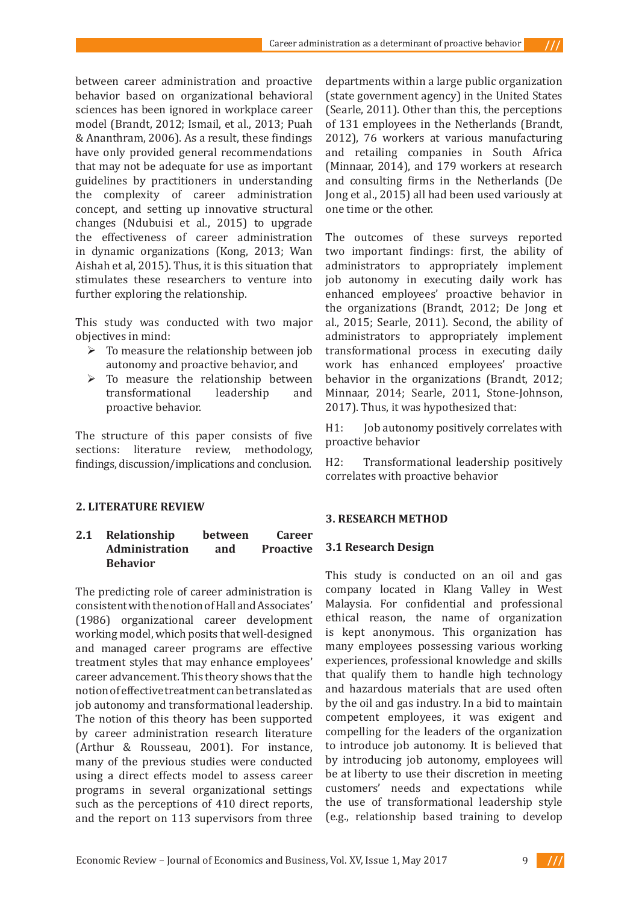between career administration and proactive behavior based on organizational behavioral sciences has been ignored in workplace career model (Brandt, 2012; Ismail, et al., 2013; Puah & Ananthram, 2006). As a result, these findings have only provided general recommendations that may not be adequate for use as important guidelines by practitioners in understanding the complexity of career administration concept, and setting up innovative structural changes (Ndubuisi et al., 2015) to upgrade the effectiveness of career administration in dynamic organizations (Kong, 2013; Wan Aishah et al, 2015). Thus, it is this situation that stimulates these researchers to venture into further exploring the relationship.

This study was conducted with two major objectives in mind:

- To measure the relationship between job autonomy and proactive behavior, and
- To measure the relationship between transformational leadership and proactive behavior.

The structure of this paper consists of five sections: literature review, methodology, findings, discussion/implications and conclusion.

## 2. LITERATURE REVIEW

### 2.1 Relationship between Career Administration and Proactive Behavior

The predicting role of career administration is consistent with the notion of Hall and Associates' (1986) organizational career development working model, which posits that well-designed and managed career programs are effective treatment styles that may enhance employees' career advancement. This theory shows that the notion of effective treatment can be translated as job autonomy and transformational leadership. The notion of this theory has been supported by career administration research literature (Arthur & Rousseau, 2001). For instance, many of the previous studies were conducted using a direct effects model to assess career programs in several organizational settings such as the perceptions of 410 direct reports, and the report on 113 supervisors from three departments within a large public organization (state government agency) in the United States (Searle, 2011). Other than this, the perceptions of 131 employees in the Netherlands (Brandt, 2012), 76 workers at various manufacturing and retailing companies in South Africa (Minnaar, 2014), and 179 workers at research and consulting firms in the Netherlands (De Jong et al., 2015) all had been used variously at one time or the other.

The outcomes of these surveys reported two important findings: first, the ability of administrators to appropriately implement job autonomy in executing daily work has enhanced employees' proactive behavior in the organizations (Brandt, 2012; De Jong et al., 2015; Searle, 2011). Second, the ability of administrators to appropriately implement transformational process in executing daily work has enhanced employees' proactive behavior in the organizations (Brandt, 2012; Minnaar, 2014; Searle, 2011, Stone-Johnson, 2017). Thus, it was hypothesized that:

H1: Job autonomy positively correlates with proactive behavior

H2: Transformational leadership positively correlates with proactive behavior

## 3. RESEARCH METHOD

### 3.1 Research Design

This study is conducted on an oil and gas company located in Klang Valley in West Malaysia. For confidential and professional ethical reason, the name of organization is kept anonymous. This organization has many employees possessing various working experiences, professional knowledge and skills that qualify them to handle high technology and hazardous materials that are used often by the oil and gas industry. In a bid to maintain competent employees, it was exigent and compelling for the leaders of the organization to introduce job autonomy. It is believed that by introducing job autonomy, employees will be at liberty to use their discretion in meeting customers' needs and expectations while the use of transformational leadership style (e.g., relationship based training to develop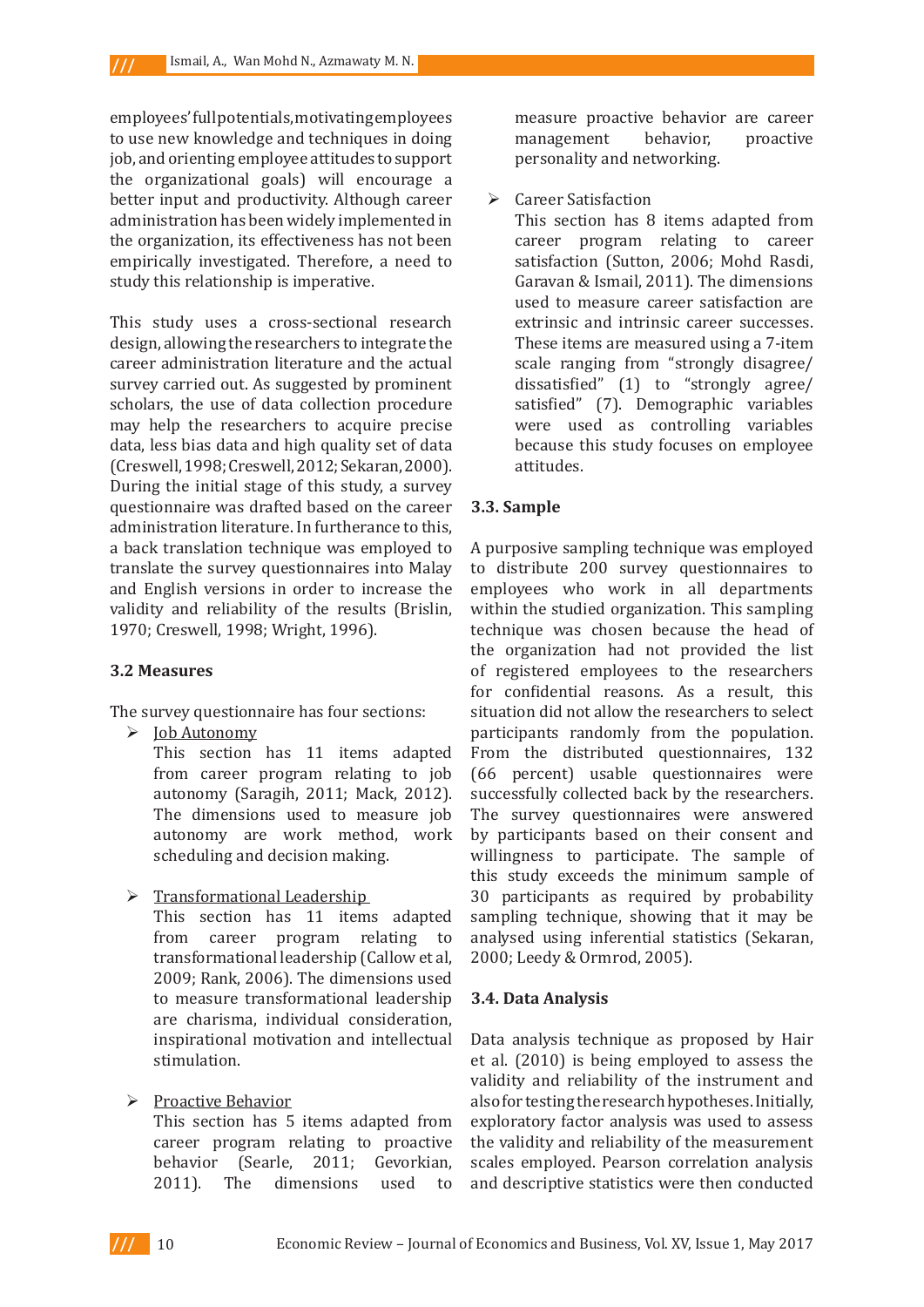employees' full potentials, motivating employees to use new knowledge and techniques in doing job, and orienting employee attitudes to support the organizational goals) will encourage a better input and productivity. Although career administration has been widely implemented in the organization, its effectiveness has not been empirically investigated. Therefore, a need to study this relationship is imperative.

This study uses a cross-sectional research design, allowing the researchers to integrate the career administration literature and the actual survey carried out. As suggested by prominent scholars, the use of data collection procedure may help the researchers to acquire precise data, less bias data and high quality set of data (Creswell, 1998; Creswell, 2012; Sekaran, 2000). During the initial stage of this study, a survey questionnaire was drafted based on the career administration literature. In furtherance to this, a back translation technique was employed to translate the survey questionnaires into Malay and English versions in order to increase the validity and reliability of the results (Brislin, 1970; Creswell, 1998; Wright, 1996).

### 3.2 Measures

The survey questionnaire has four sections:

- <u>Job Autonomy</u>
  This section has 11 items adapted from career program relating to job autonomy (Saragih, 2011; Mack, 2012). The dimensions used to measure job autonomy are work method, work scheduling and decision making.

- <u>Transformational Leadership</u>
  This section has 11 items adapted from career program relating to transformational leadership (Callow et al, 2009; Rank, 2006). The dimensions used to measure transformational leadership are charisma, individual consideration, inspirational motivation and intellectual stimulation.

- <u>Proactive Behavior</u>
  This section has 5 items adapted from career program relating to proactive behavior (Searle, 2011; Gevorkian, 2011). The dimensions used to measure proactive behavior are career management behavior, proactive personality and networking.

- Career Satisfaction
  This section has 8 items adapted from career program relating to career satisfaction (Sutton, 2006; Mohd Rasdi, Garavan & Ismail, 2011). The dimensions used to measure career satisfaction are extrinsic and intrinsic career successes. These items are measured using a 7-item scale ranging from "strongly disagree/ dissatisfied" (1) to "strongly agree/ satisfied" (7). Demographic variables were used as controlling variables because this study focuses on employee attitudes.

### 3.3. Sample

A purposive sampling technique was employed to distribute 200 survey questionnaires to employees who work in all departments within the studied organization. This sampling technique was chosen because the head of the organization had not provided the list of registered employees to the researchers for confidential reasons. As a result, this situation did not allow the researchers to select participants randomly from the population. From the distributed questionnaires, 132 (66 percent) usable questionnaires were successfully collected back by the researchers. The survey questionnaires were answered by participants based on their consent and willingness to participate. The sample of this study exceeds the minimum sample of 30 participants as required by probability sampling technique, showing that it may be analysed using inferential statistics (Sekaran, 2000; Leedy & Ormrod, 2005).

### 3.4. Data Analysis

Data analysis technique as proposed by Hair et al. (2010) is being employed to assess the validity and reliability of the instrument and also for testing the research hypotheses. Initially, exploratory factor analysis was used to assess the validity and reliability of the measurement scales employed. Pearson correlation analysis and descriptive statistics were then conducted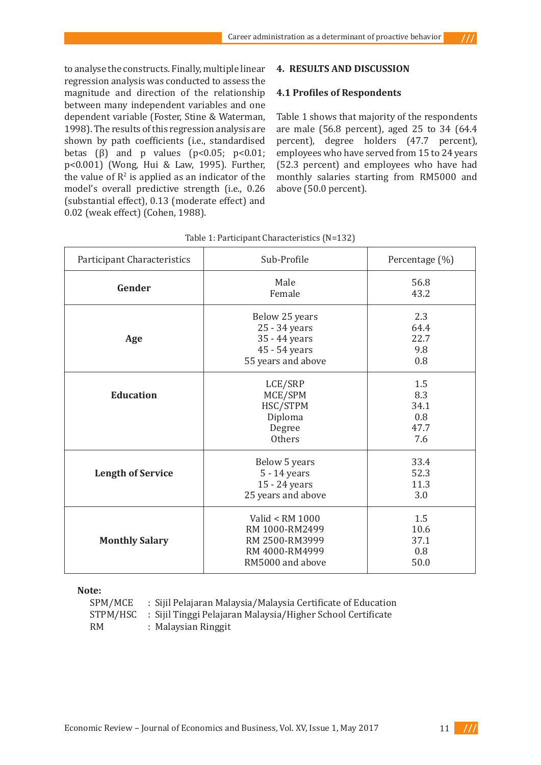to analyse the constructs. Finally, multiple linear regression analysis was conducted to assess the magnitude and direction of the relationship between many independent variables and one dependent variable (Foster, Stine & Waterman, 1998). The results of this regression analysis are shown by path coefficients (i.e., standardised betas (β) and p values ($p<0.05$; $p<0.01$; $p<0.001$) (Wong, Hui & Law, 1995). Further, the value of $R^2$ is applied as an indicator of the model's overall predictive strength (i.e., 0.26 (substantial effect), 0.13 (moderate effect) and 0.02 (weak effect) (Cohen, 1988).

## 4. RESULTS AND DISCUSSION

### 4.1 Profiles of Respondents

Table 1 shows that majority of the respondents are male (56.8 percent), aged 25 to 34 (64.4 percent), degree holders (47.7 percent), employees who have served from 15 to 24 years (52.3 percent) and employees who have had monthly salaries starting from RM5000 and above (50.0 percent).

Table 1: Participant Characteristics (N=132)

| Participant Characteristics | Sub-Profile | Percentage (%) |
|---|---|---|
| **Gender** | Male<br>Female | 56.8<br>43.2 |
| **Age** | Below 25 years<br>25 - 34 years<br>35 - 44 years<br>45 - 54 years<br>55 years and above | 2.3<br>64.4<br>22.7<br>9.8<br>0.8 |
| **Education** | LCE/SRP<br>MCE/SPM<br>HSC/STPM<br>Diploma<br>Degree<br>Others | 1.5<br>8.3<br>34.1<br>0.8<br>47.7<br>7.6 |
| **Length of Service** | Below 5 years<br>5 - 14 years<br>15 - 24 years<br>25 years and above | 33.4<br>52.3<br>11.3<br>3.0 |
| **Monthly Salary** | Valid < RM 1000<br>RM 1000-RM2499<br>RM 2500-RM3999<br>RM 4000-RM4999<br>RM5000 and above | 1.5<br>10.6<br>37.1<br>0.8<br>50.0 |

**Note:**

SPM/MCE : Sijil Pelajaran Malaysia/Malaysia Certificate of Education
STPM/HSC : Sijil Tinggi Pelajaran Malaysia/Higher School Certificate
RM : Malaysian Ringgit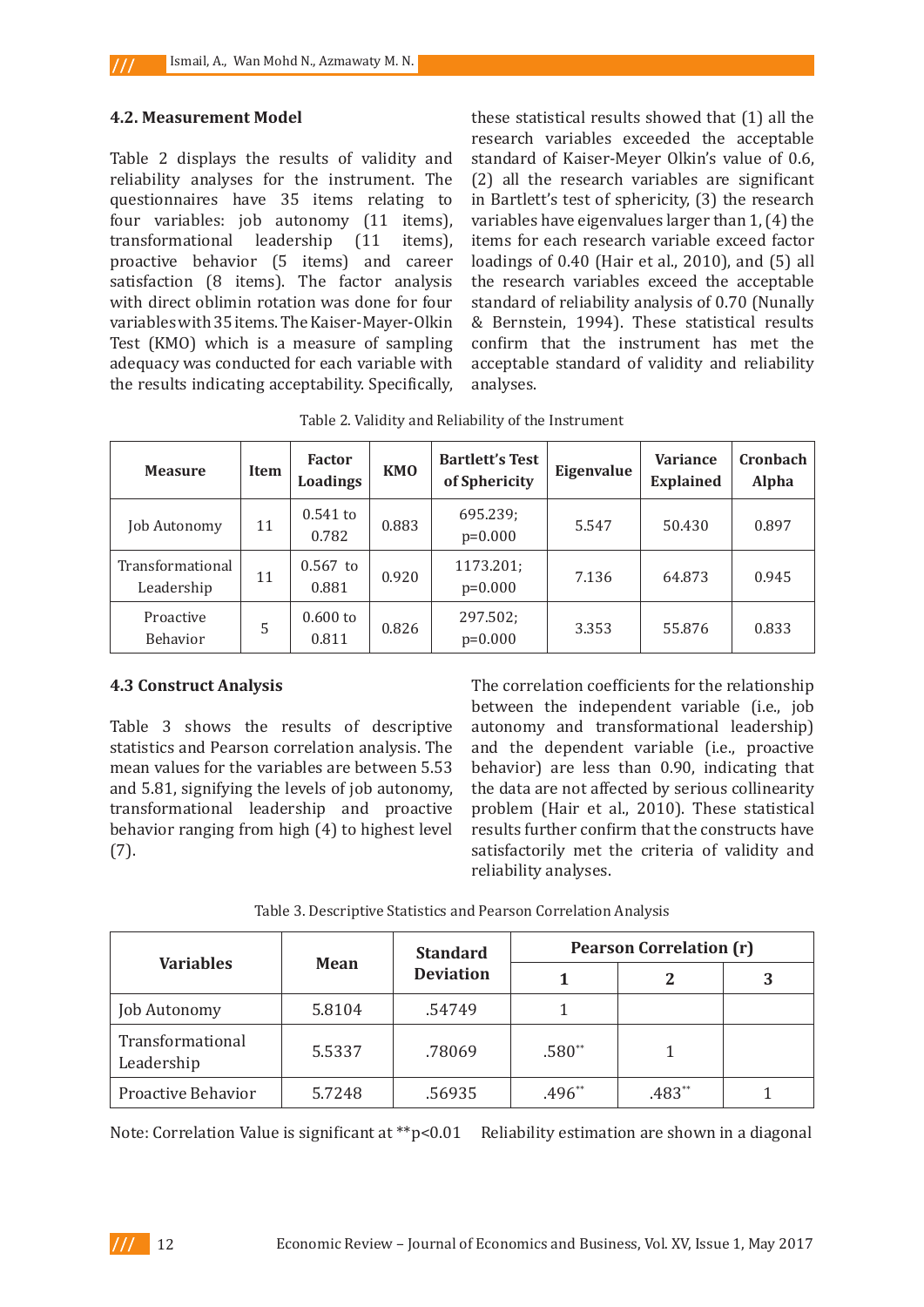### 4.2. Measurement Model

Table 2 displays the results of validity and reliability analyses for the instrument. The questionnaires have 35 items relating to four variables: job autonomy (11 items), transformational leadership (11 items), proactive behavior (5 items) and career satisfaction (8 items). The factor analysis with direct oblimin rotation was done for four variables with 35 items. The Kaiser-Mayer-Olkin Test (KMO) which is a measure of sampling adequacy was conducted for each variable with the results indicating acceptability. Specifically, these statistical results showed that (1) all the research variables exceeded the acceptable standard of Kaiser-Meyer Olkin's value of 0.6, (2) all the research variables are significant in Bartlett's test of sphericity, (3) the research variables have eigenvalues larger than 1, (4) the items for each research variable exceed factor loadings of 0.40 (Hair et al., 2010), and (5) all the research variables exceed the acceptable standard of reliability analysis of 0.70 (Nunally & Bernstein, 1994). These statistical results confirm that the instrument has met the acceptable standard of validity and reliability analyses.

Table 2. Validity and Reliability of the Instrument

| Measure | Item | Factor Loadings | KMO | Bartlett's Test of Sphericity | Eigenvalue | Variance Explained | Cronbach Alpha |
|---|---|---|---|---|---|---|---|
| Job Autonomy | 11 | 0.541 to 0.782 | 0.883 | 695.239; p=0.000 | 5.547 | 50.430 | 0.897 |
| Transformational Leadership | 11 | 0.567 to 0.881 | 0.920 | 1173.201; p=0.000 | 7.136 | 64.873 | 0.945 |
| Proactive Behavior | 5 | 0.600 to 0.811 | 0.826 | 297.502; p=0.000 | 3.353 | 55.876 | 0.833 |

### 4.3 Construct Analysis

Table 3 shows the results of descriptive statistics and Pearson correlation analysis. The mean values for the variables are between 5.53 and 5.81, signifying the levels of job autonomy, transformational leadership and proactive behavior ranging from high (4) to highest level (7).

The correlation coefficients for the relationship between the independent variable (i.e., job autonomy and transformational leadership) and the dependent variable (i.e., proactive behavior) are less than 0.90, indicating that the data are not affected by serious collinearity problem (Hair et al., 2010). These statistical results further confirm that the constructs have satisfactorily met the criteria of validity and reliability analyses.

Table 3. Descriptive Statistics and Pearson Correlation Analysis

| Variables | Mean | Standard Deviation | Pearson Correlation (r) | | |
|---|---|---|---|---|---|
| | | | 1 | 2 | 3 |
| Job Autonomy | 5.8104 | .54749 | 1 | | |
| Transformational Leadership | 5.5337 | .78069 | .580** | 1 | |
| Proactive Behavior | 5.7248 | .56935 | .496** | .483** | 1 |

Note: Correlation Value is significant at **p<0.01 Reliability estimation are shown in a diagonal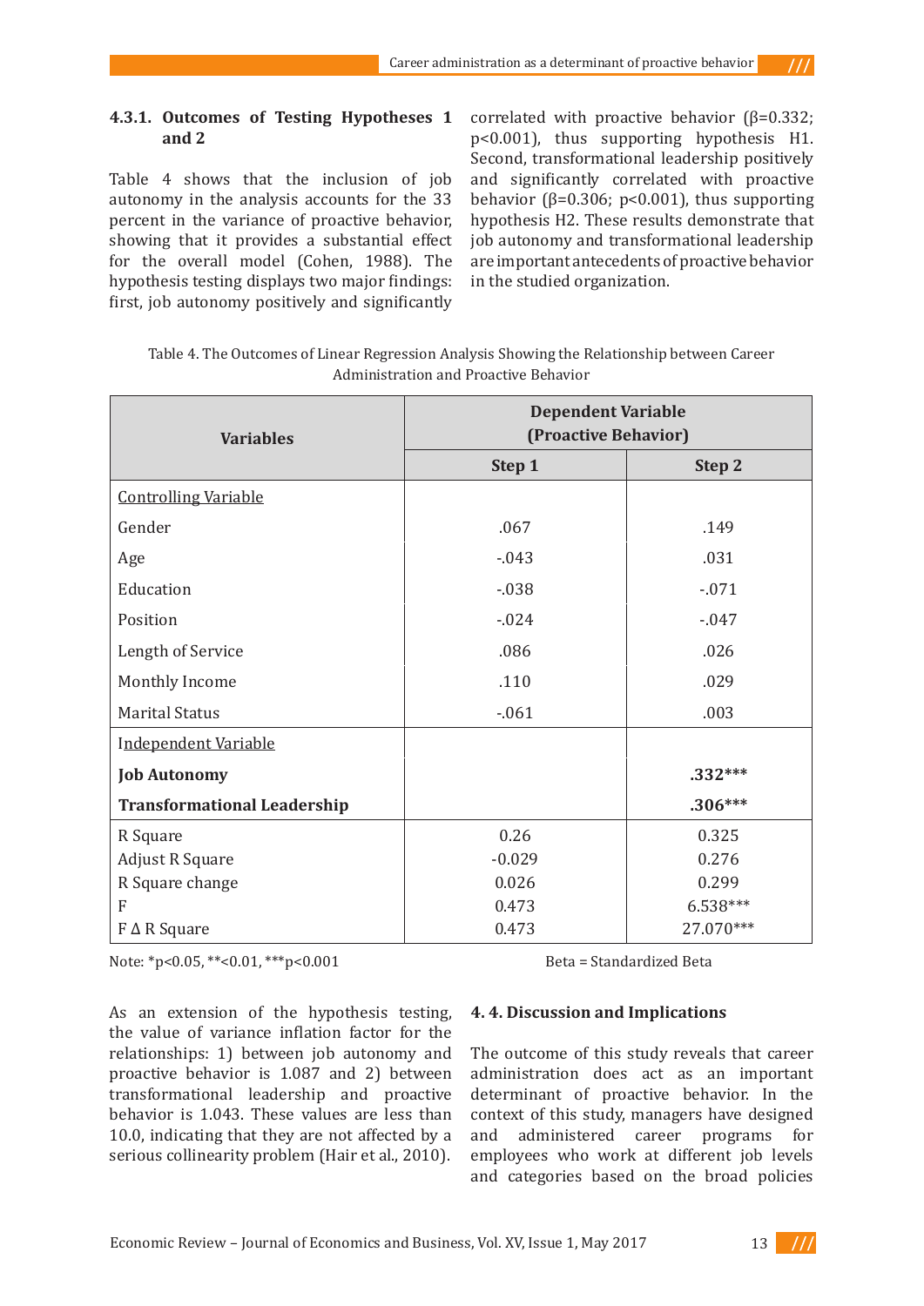#### 4.3.1. Outcomes of Testing Hypotheses 1 and 2

Table 4 shows that the inclusion of job autonomy in the analysis accounts for the 33 percent in the variance of proactive behavior, showing that it provides a substantial effect for the overall model (Cohen, 1988). The hypothesis testing displays two major findings: first, job autonomy positively and significantly correlated with proactive behavior (β=0.332; p<0.001), thus supporting hypothesis H1. Second, transformational leadership positively and significantly correlated with proactive behavior (β=0.306; p<0.001), thus supporting hypothesis H2. These results demonstrate that job autonomy and transformational leadership are important antecedents of proactive behavior in the studied organization.

Table 4. The Outcomes of Linear Regression Analysis Showing the Relationship between Career Administration and Proactive Behavior

| Variables | Dependent Variable (Proactive Behavior) | |
|---|---|---|
| | **Step 1** | **Step 2** |
| <u>Controlling Variable</u> | | |
| Gender | .067 | .149 |
| Age | -.043 | .031 |
| Education | -.038 | -.071 |
| Position | -.024 | -.047 |
| Length of Service | .086 | .026 |
| Monthly Income | .110 | .029 |
| Marital Status | -.061 | .003 |
| <u>Independent Variable</u> | | |
| **Job Autonomy** | | **.332*****|
| **Transformational Leadership** | | **.306***** |
| R Square | 0.26 | 0.325 |
| Adjust R Square | -0.029 | 0.276 |
| R Square change | 0.026 | 0.299 |
| F | 0.473 | 6.538*** |
| F Δ R Square | 0.473 | 27.070*** |

Note: *p<0.05, **<0.01, ***p<0.001 Beta = Standardized Beta

As an extension of the hypothesis testing, the value of variance inflation factor for the relationships: 1) between job autonomy and proactive behavior is 1.087 and 2) between transformational leadership and proactive behavior is 1.043. These values are less than 10.0, indicating that they are not affected by a serious collinearity problem (Hair et al., 2010).

### 4. 4. Discussion and Implications

The outcome of this study reveals that career administration does act as an important determinant of proactive behavior. In the context of this study, managers have designed and administered career programs for employees who work at different job levels and categories based on the broad policies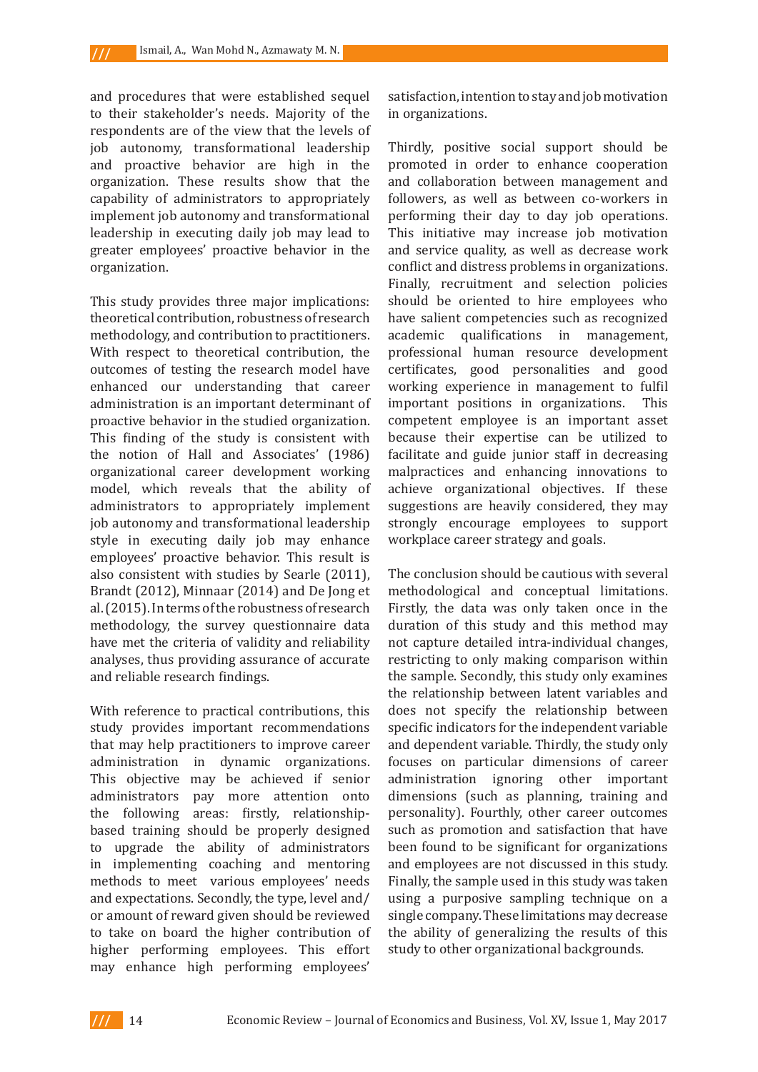and procedures that were established sequel to their stakeholder's needs. Majority of the respondents are of the view that the levels of job autonomy, transformational leadership and proactive behavior are high in the organization. These results show that the capability of administrators to appropriately implement job autonomy and transformational leadership in executing daily job may lead to greater employees' proactive behavior in the organization.

This study provides three major implications: theoretical contribution, robustness of research methodology, and contribution to practitioners. With respect to theoretical contribution, the outcomes of testing the research model have enhanced our understanding that career administration is an important determinant of proactive behavior in the studied organization. This finding of the study is consistent with the notion of Hall and Associates' (1986) organizational career development working model, which reveals that the ability of administrators to appropriately implement job autonomy and transformational leadership style in executing daily job may enhance employees' proactive behavior. This result is also consistent with studies by Searle (2011), Brandt (2012), Minnaar (2014) and De Jong et al. (2015). In terms of the robustness of research methodology, the survey questionnaire data have met the criteria of validity and reliability analyses, thus providing assurance of accurate and reliable research findings.

With reference to practical contributions, this study provides important recommendations that may help practitioners to improve career administration in dynamic organizations. This objective may be achieved if senior administrators pay more attention onto the following areas: firstly, relationship-based training should be properly designed to upgrade the ability of administrators in implementing coaching and mentoring methods to meet various employees' needs and expectations. Secondly, the type, level and/or amount of reward given should be reviewed to take on board the higher contribution of higher performing employees. This effort may enhance high performing employees' satisfaction, intention to stay and job motivation in organizations.

Thirdly, positive social support should be promoted in order to enhance cooperation and collaboration between management and followers, as well as between co-workers in performing their day to day job operations. This initiative may increase job motivation and service quality, as well as decrease work conflict and distress problems in organizations. Finally, recruitment and selection policies should be oriented to hire employees who have salient competencies such as recognized academic qualifications in management, professional human resource development certificates, good personalities and good working experience in management to fulfil important positions in organizations. This competent employee is an important asset because their expertise can be utilized to facilitate and guide junior staff in decreasing malpractices and enhancing innovations to achieve organizational objectives. If these suggestions are heavily considered, they may strongly encourage employees to support workplace career strategy and goals.

The conclusion should be cautious with several methodological and conceptual limitations. Firstly, the data was only taken once in the duration of this study and this method may not capture detailed intra-individual changes, restricting to only making comparison within the sample. Secondly, this study only examines the relationship between latent variables and does not specify the relationship between specific indicators for the independent variable and dependent variable. Thirdly, the study only focuses on particular dimensions of career administration ignoring other important dimensions (such as planning, training and personality). Fourthly, other career outcomes such as promotion and satisfaction that have been found to be significant for organizations and employees are not discussed in this study. Finally, the sample used in this study was taken using a purposive sampling technique on a single company. These limitations may decrease the ability of generalizing the results of this study to other organizational backgrounds.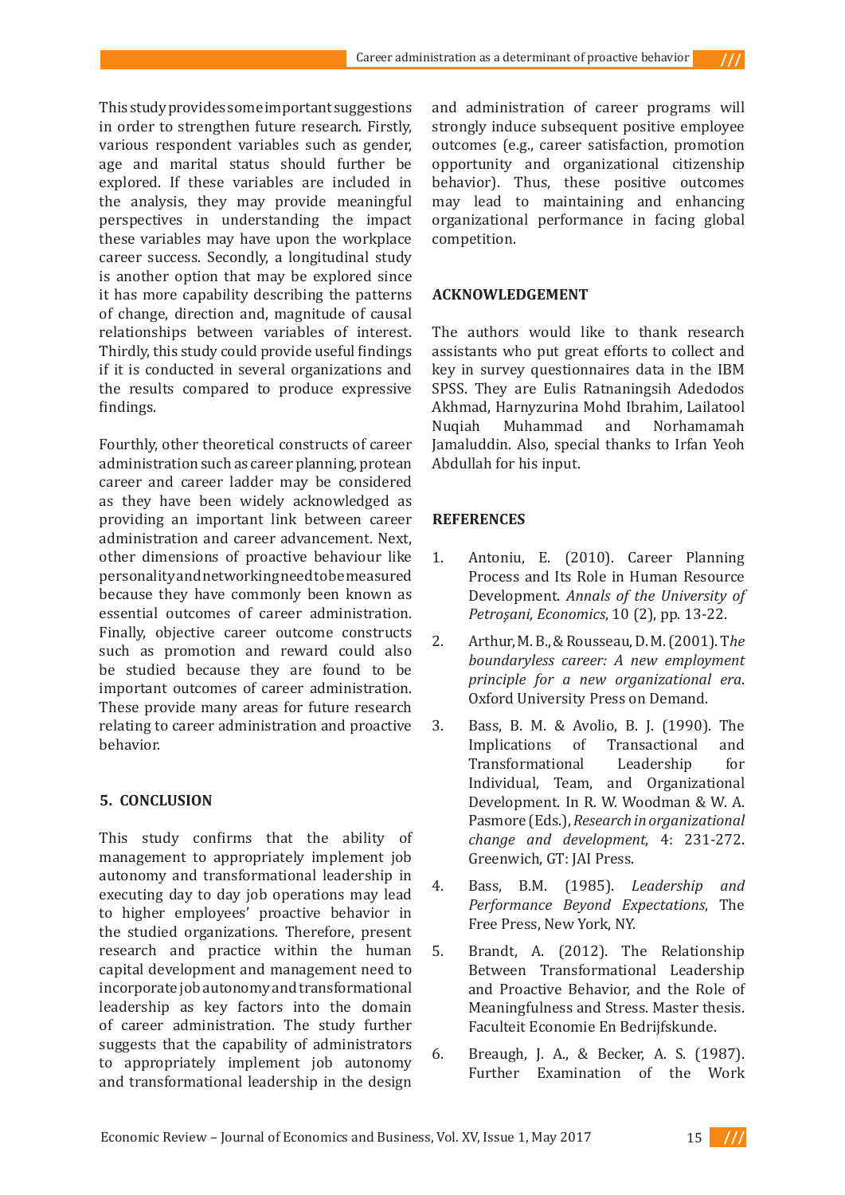This study provides some important suggestions in order to strengthen future research. Firstly, various respondent variables such as gender, age and marital status should further be explored. If these variables are included in the analysis, they may provide meaningful perspectives in understanding the impact these variables may have upon the workplace career success. Secondly, a longitudinal study is another option that may be explored since it has more capability describing the patterns of change, direction and, magnitude of causal relationships between variables of interest. Thirdly, this study could provide useful findings if it is conducted in several organizations and the results compared to produce expressive findings.

Fourthly, other theoretical constructs of career administration such as career planning, protean career and career ladder may be considered as they have been widely acknowledged as providing an important link between career administration and career advancement. Next, other dimensions of proactive behaviour like personality and networking need to be measured because they have commonly been known as essential outcomes of career administration. Finally, objective career outcome constructs such as promotion and reward could also be studied because they are found to be important outcomes of career administration. These provide many areas for future research relating to career administration and proactive behavior.

## 5. CONCLUSION

This study confirms that the ability of management to appropriately implement job autonomy and transformational leadership in executing day to day job operations may lead to higher employees' proactive behavior in the studied organizations. Therefore, present research and practice within the human capital development and management need to incorporate job autonomy and transformational leadership as key factors into the domain of career administration. The study further suggests that the capability of administrators to appropriately implement job autonomy and transformational leadership in the design and administration of career programs will strongly induce subsequent positive employee outcomes (e.g., career satisfaction, promotion opportunity and organizational citizenship behavior). Thus, these positive outcomes may lead to maintaining and enhancing organizational performance in facing global competition.

## ACKNOWLEDGEMENT

The authors would like to thank research assistants who put great efforts to collect and key in survey questionnaires data in the IBM SPSS. They are Eulis Ratnaningsih Adedodos Akhmad, Harnyzurina Mohd Ibrahim, Lailatool Nuqiah Muhammad and Norhamamah Jamaluddin. Also, special thanks to Irfan Yeoh Abdullah for his input.

## REFERENCES

1. Antoniu, E. (2010). Career Planning Process and Its Role in Human Resource Development. *Annals of the University of Petroșani, Economics*, 10 (2), pp. 13-22.
2. Arthur, M. B., & Rousseau, D. M. (2001). T*he boundaryless career: A new employment principle for a new organizational era*. Oxford University Press on Demand.
3. Bass, B. M. & Avolio, B. J. (1990). The Implications of Transactional and Transformational Leadership for Individual, Team, and Organizational Development. In R. W. Woodman & W. A. Pasmore (Eds.), *Research in organizational change and development*, 4: 231-272. Greenwich, GT: JAI Press.
4. Bass, B.M. (1985). *Leadership and Performance Beyond Expectations*, The Free Press, New York, NY.
5. Brandt, A. (2012). The Relationship Between Transformational Leadership and Proactive Behavior, and the Role of Meaningfulness and Stress. Master thesis. Faculteit Economie En Bedrijfskunde.
6. Breaugh, J. A., & Becker, A. S. (1987). Further Examination of the Work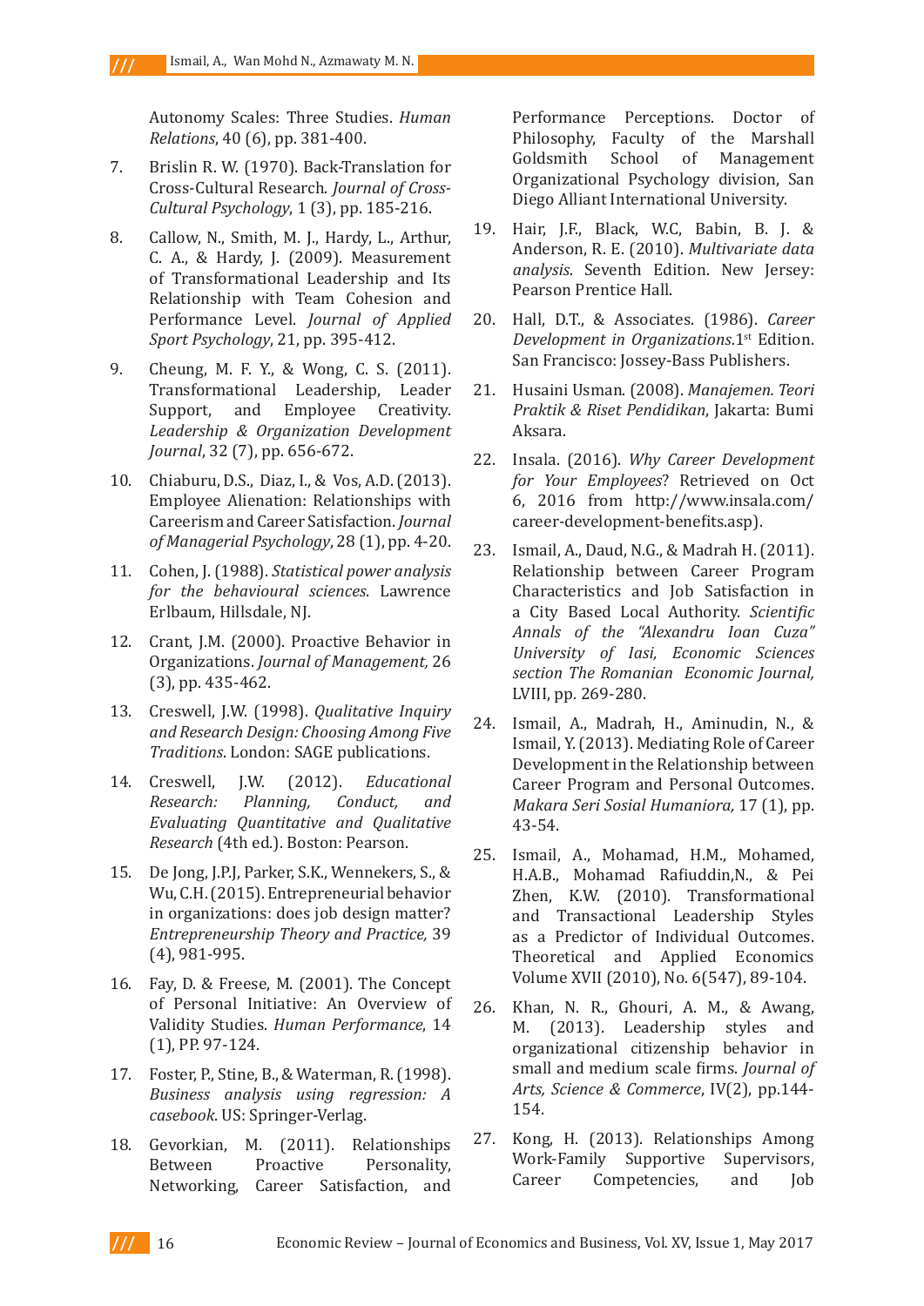Autonomy Scales: Three Studies. *Human Relations*, 40 (6), pp. 381-400.

7. Brislin R. W. (1970). Back-Translation for Cross-Cultural Research. *Journal of Cross-Cultural Psychology*, 1 (3), pp. 185-216.

8. Callow, N., Smith, M. J., Hardy, L., Arthur, C. A., & Hardy, J. (2009). Measurement of Transformational Leadership and Its Relationship with Team Cohesion and Performance Level. *Journal of Applied Sport Psychology*, 21, pp. 395-412.

9. Cheung, M. F. Y., & Wong, C. S. (2011). Transformational Leadership, Leader Support, and Employee Creativity. *Leadership & Organization Development Journal*, 32 (7), pp. 656-672.

10. Chiaburu, D.S., Diaz, I., & Vos, A.D. (2013). Employee Alienation: Relationships with Careerism and Career Satisfaction. *Journal of Managerial Psychology*, 28 (1), pp. 4-20.

11. Cohen, J. (1988). *Statistical power analysis for the behavioural sciences*. Lawrence Erlbaum, Hillsdale, NJ.

12. Crant, J.M. (2000). Proactive Behavior in Organizations. *Journal of Management,* 26 (3), pp. 435-462.

13. Creswell, J.W. (1998). *Qualitative Inquiry and Research Design: Choosing Among Five Traditions*. London: SAGE publications.

14. Creswell, J.W. (2012). *Educational Research: Planning, Conduct, and Evaluating Quantitative and Qualitative Research* (4th ed.). Boston: Pearson.

15. De Jong, J.P.J, Parker, S.K., Wennekers, S., & Wu, C.H. (2015). Entrepreneurial behavior in organizations: does job design matter? *Entrepreneurship Theory and Practice,* 39 (4), 981-995.

16. Fay, D. & Freese, M. (2001). The Concept of Personal Initiative: An Overview of Validity Studies. *Human Performance*, 14 (1), PP. 97-124.

17. Foster, P., Stine, B., & Waterman, R. (1998). *Business analysis using regression: A casebook*. US: Springer-Verlag.

18. Gevorkian, M. (2011). Relationships Between Proactive Personality, Networking, Career Satisfaction, and Performance Perceptions. Doctor of Philosophy, Faculty of the Marshall Goldsmith School of Management Organizational Psychology division, San Diego Alliant International University.

19. Hair, J.F., Black, W.C, Babin, B. J. & Anderson, R. E. (2010). *Multivariate data analysis*. Seventh Edition. New Jersey: Pearson Prentice Hall.

20. Hall, D.T., & Associates. (1986). *Career Development in Organizations*.1st Edition. San Francisco: Jossey-Bass Publishers.

21. Husaini Usman. (2008). *Manajemen. Teori Praktik & Riset Pendidikan*, Jakarta: Bumi Aksara.

22. Insala. (2016). *Why Career Development for Your Employees*? Retrieved on Oct 6, 2016 from http://www.insala.com/career-development-benefits.asp).

23. Ismail, A., Daud, N.G., & Madrah H. (2011). Relationship between Career Program Characteristics and Job Satisfaction in a City Based Local Authority. *Scientific Annals of the "Alexandru Ioan Cuza" University of Iasi, Economic Sciences section The Romanian Economic Journal,* LVIII, pp. 269-280.

24. Ismail, A., Madrah, H., Aminudin, N., & Ismail, Y. (2013). Mediating Role of Career Development in the Relationship between Career Program and Personal Outcomes. *Makara Seri Sosial Humaniora,* 17 (1), pp. 43-54.

25. Ismail, A., Mohamad, H.M., Mohamed, H.A.B., Mohamad Rafiuddin,N., & Pei Zhen, K.W. (2010). Transformational and Transactional Leadership Styles as a Predictor of Individual Outcomes. Theoretical and Applied Economics Volume XVII (2010), No. 6(547), 89-104.

26. Khan, N. R., Ghouri, A. M., & Awang, M. (2013). Leadership styles and organizational citizenship behavior in small and medium scale firms. *Journal of Arts, Science & Commerce*, IV(2), pp.144-154.

27. Kong, H. (2013). Relationships Among Work-Family Supportive Supervisors, Career Competencies, and Job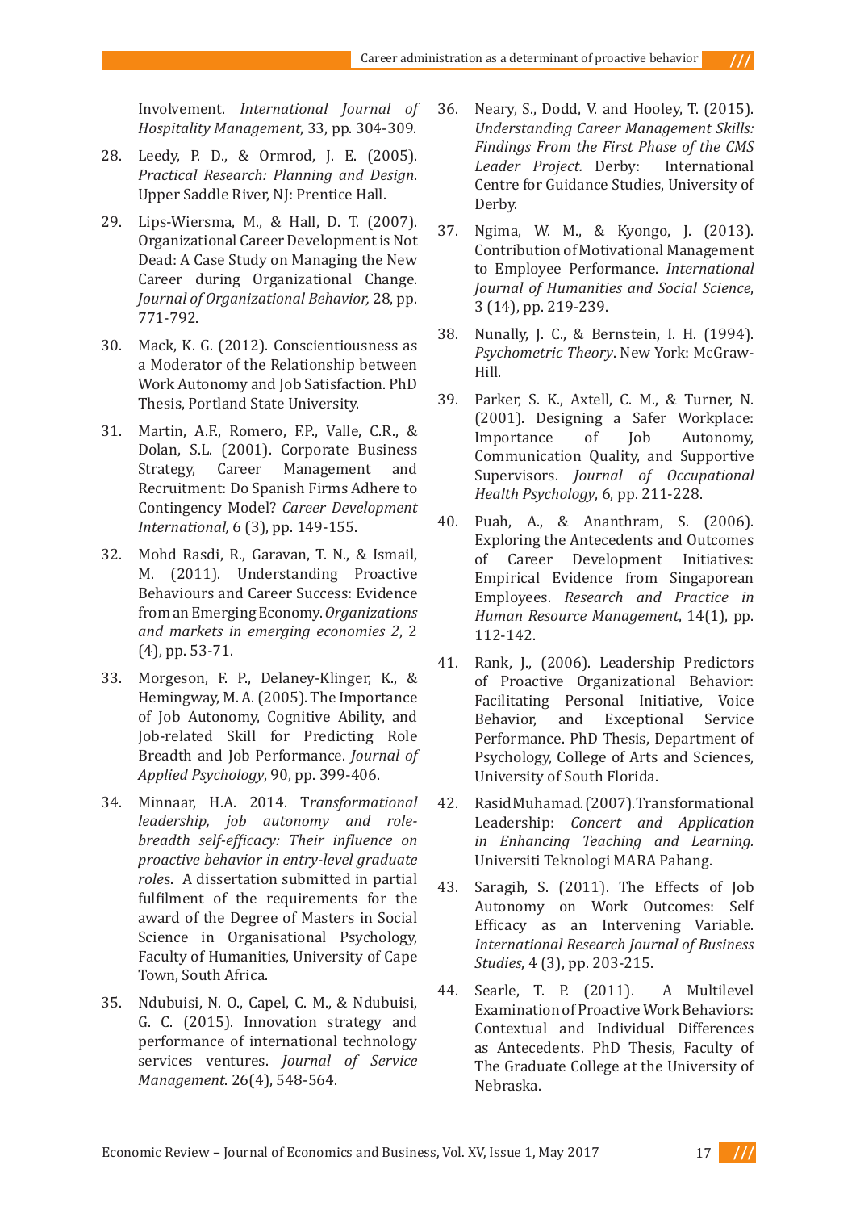Involvement. *International Journal of Hospitality Management*, 33, pp. 304-309.

28. Leedy, P. D., & Ormrod, J. E. (2005). *Practical Research: Planning and Design*. Upper Saddle River, NJ: Prentice Hall.

29. Lips-Wiersma, M., & Hall, D. T. (2007). Organizational Career Development is Not Dead: A Case Study on Managing the New Career during Organizational Change. *Journal of Organizational Behavior,* 28, pp. 771-792.

30. Mack, K. G. (2012). Conscientiousness as a Moderator of the Relationship between Work Autonomy and Job Satisfaction. PhD Thesis, Portland State University.

31. Martin, A.F., Romero, F.P., Valle, C.R., & Dolan, S.L. (2001). Corporate Business Strategy, Career Management and Recruitment: Do Spanish Firms Adhere to Contingency Model? *Career Development International,* 6 (3), pp. 149-155.

32. Mohd Rasdi, R., Garavan, T. N., & Ismail, M. (2011). Understanding Proactive Behaviours and Career Success: Evidence from an Emerging Economy. *Organizations and markets in emerging economies 2*, 2 (4), pp. 53-71.

33. Morgeson, F. P., Delaney-Klinger, K., & Hemingway, M. A. (2005). The Importance of Job Autonomy, Cognitive Ability, and Job-related Skill for Predicting Role Breadth and Job Performance. *Journal of Applied Psychology*, 90, pp. 399-406.

34. Minnaar, H.A. 2014. T*ransformational leadership, job autonomy and role-breadth self-efficacy: Their influence on proactive behavior in entry-level graduate role*s. A dissertation submitted in partial fulfilment of the requirements for the award of the Degree of Masters in Social Science in Organisational Psychology, Faculty of Humanities, University of Cape Town, South Africa.

35. Ndubuisi, N. O., Capel, C. M., & Ndubuisi, G. C. (2015). Innovation strategy and performance of international technology services ventures. *Journal of Service Management*. 26(4), 548-564.

36. Neary, S., Dodd, V. and Hooley, T. (2015). *Understanding Career Management Skills: Findings From the First Phase of the CMS Leader Project.* Derby: International Centre for Guidance Studies, University of Derby.

37. Ngima, W. M., & Kyongo, J. (2013). Contribution of Motivational Management to Employee Performance. *International Journal of Humanities and Social Science*, 3 (14), pp. 219-239.

38. Nunally, J. C., & Bernstein, I. H. (1994). *Psychometric Theory*. New York: McGraw-Hill.

39. Parker, S. K., Axtell, C. M., & Turner, N. (2001). Designing a Safer Workplace: Importance of Job Autonomy, Communication Quality, and Supportive Supervisors. *Journal of Occupational Health Psychology*, 6, pp. 211-228.

40. Puah, A., & Ananthram, S. (2006). Exploring the Antecedents and Outcomes of Career Development Initiatives: Empirical Evidence from Singaporean Employees. *Research and Practice in Human Resource Management*, 14(1), pp. 112-142.

41. Rank, J., (2006). Leadership Predictors of Proactive Organizational Behavior: Facilitating Personal Initiative, Voice Behavior, and Exceptional Service Performance. PhD Thesis, Department of Psychology, College of Arts and Sciences, University of South Florida.

42. Rasid Muhamad. (2007). Transformational Leadership: *Concert and Application in Enhancing Teaching and Learning.* Universiti Teknologi MARA Pahang.

43. Saragih, S. (2011). The Effects of Job Autonomy on Work Outcomes: Self Efficacy as an Intervening Variable. *International Research Journal of Business Studies*, 4 (3), pp. 203-215.

44. Searle, T. P. (2011). A Multilevel Examination of Proactive Work Behaviors: Contextual and Individual Differences as Antecedents. PhD Thesis, Faculty of The Graduate College at the University of Nebraska.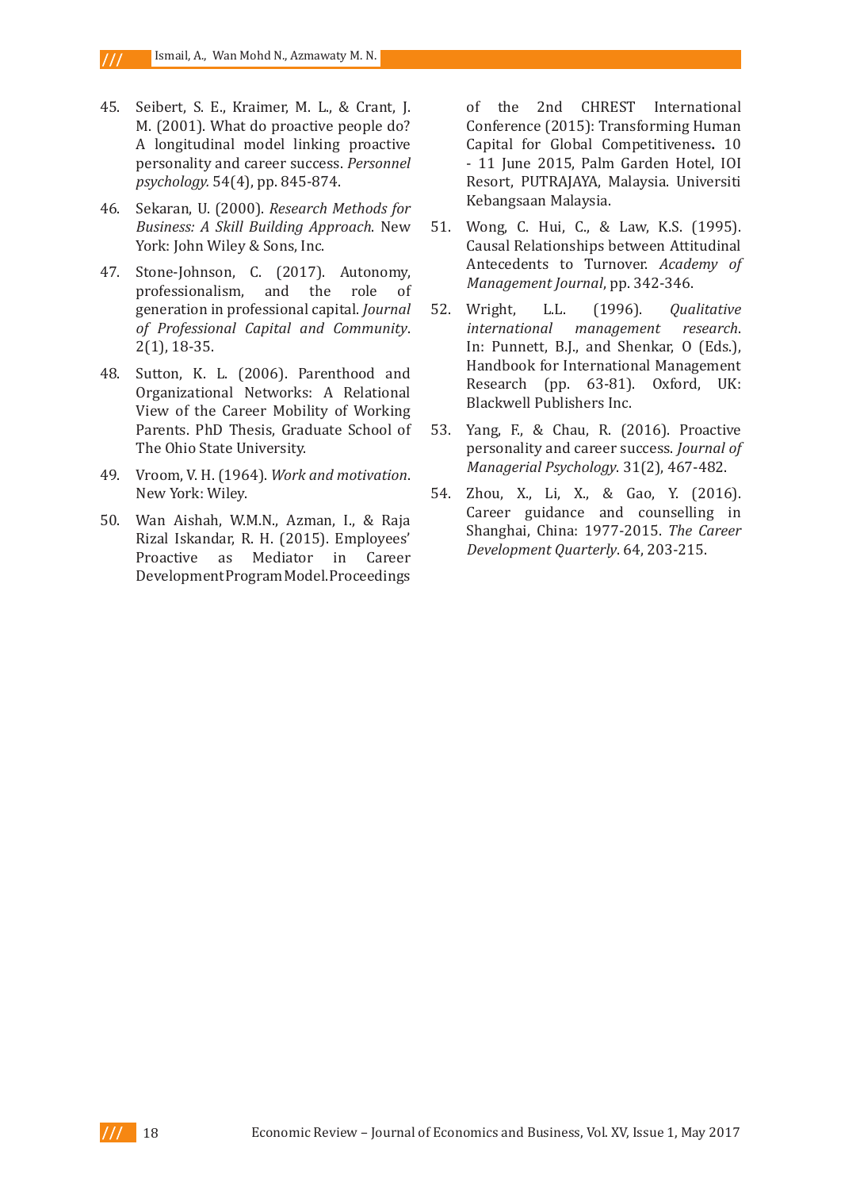45. Seibert, S. E., Kraimer, M. L., & Crant, J. M. (2001). What do proactive people do? A longitudinal model linking proactive personality and career success. *Personnel psychology.* 54(4), pp. 845-874.

46. Sekaran, U. (2000). *Research Methods for Business: A Skill Building Approach*. New York: John Wiley & Sons, Inc.

47. Stone-Johnson, C. (2017). Autonomy, professionalism, and the role of generation in professional capital. *Journal of Professional Capital and Community*. 2(1), 18-35.

48. Sutton, K. L. (2006). Parenthood and Organizational Networks: A Relational View of the Career Mobility of Working Parents. PhD Thesis, Graduate School of The Ohio State University.

49. Vroom, V. H. (1964). *Work and motivation*. New York: Wiley.

50. Wan Aishah, W.M.N., Azman, I., & Raja Rizal Iskandar, R. H. (2015). Employees' Proactive as Mediator in Career Development Program Model. Proceedings of the 2nd CHREST International Conference (2015): Transforming Human Capital for Global Competitiveness**.** 10 - 11 June 2015, Palm Garden Hotel, IOI Resort, PUTRAJAYA, Malaysia. Universiti Kebangsaan Malaysia.

51. Wong, C. Hui, C., & Law, K.S. (1995). Causal Relationships between Attitudinal Antecedents to Turnover. *Academy of Management Journal*, pp. 342-346.

52. Wright, L.L. (1996). *Qualitative international management research*. In: Punnett, B.J., and Shenkar, O (Eds.), Handbook for International Management Research (pp. 63-81). Oxford, UK: Blackwell Publishers Inc.

53. Yang, F., & Chau, R. (2016). Proactive personality and career success. *Journal of Managerial Psychology*. 31(2), 467-482.

54. Zhou, X., Li, X., & Gao, Y. (2016). Career guidance and counselling in Shanghai, China: 1977-2015. *The Career Development Quarterly*. 64, 203-215.